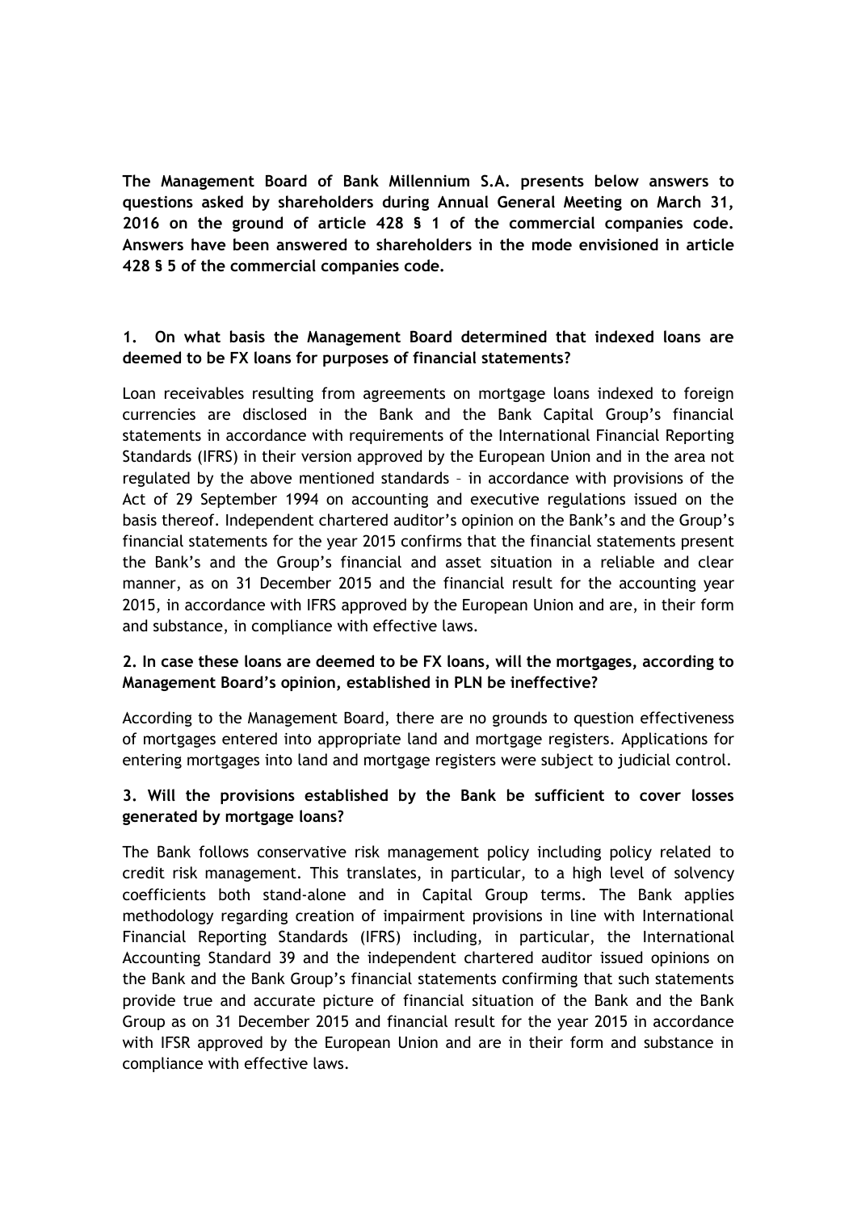**The Management Board of Bank Millennium S.A. presents below answers to questions asked by shareholders during Annual General Meeting on March 31, 2016 on the ground of article 428 § 1 of the commercial companies code. Answers have been answered to shareholders in the mode envisioned in article 428 § 5 of the commercial companies code.**

**1. On what basis the Management Board determined that indexed loans are deemed to be FX loans for purposes of financial statements?**

Loan receivables resulting from agreements on mortgage loans indexed to foreign currencies are disclosed in the Bank and the Bank Capital Group's financial statements in accordance with requirements of the International Financial Reporting Standards (IFRS) in their version approved by the European Union and in the area not regulated by the above mentioned standards – in accordance with provisions of the Act of 29 September 1994 on accounting and executive regulations issued on the basis thereof. Independent chartered auditor's opinion on the Bank's and the Group's financial statements for the year 2015 confirms that the financial statements present the Bank's and the Group's financial and asset situation in a reliable and clear manner, as on 31 December 2015 and the financial result for the accounting year 2015, in accordance with IFRS approved by the European Union and are, in their form and substance, in compliance with effective laws.

**2. In case these loans are deemed to be FX loans, will the mortgages, according to Management Board's opinion, established in PLN be ineffective?**

According to the Management Board, there are no grounds to question effectiveness of mortgages entered into appropriate land and mortgage registers. Applications for entering mortgages into land and mortgage registers were subject to judicial control.

**3. Will the provisions established by the Bank be sufficient to cover losses generated by mortgage loans?**

The Bank follows conservative risk management policy including policy related to credit risk management. This translates, in particular, to a high level of solvency coefficients both stand-alone and in Capital Group terms. The Bank applies methodology regarding creation of impairment provisions in line with International Financial Reporting Standards (IFRS) including, in particular, the International Accounting Standard 39 and the independent chartered auditor issued opinions on the Bank and the Bank Group's financial statements confirming that such statements provide true and accurate picture of financial situation of the Bank and the Bank Group as on 31 December 2015 and financial result for the year 2015 in accordance with IFSR approved by the European Union and are in their form and substance in compliance with effective laws.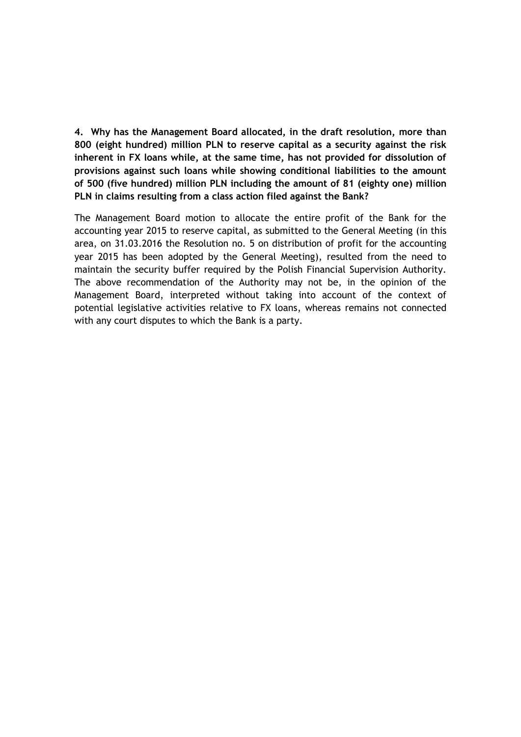**4. Why has the Management Board allocated, in the draft resolution, more than 800 (eight hundred) million PLN to reserve capital as a security against the risk inherent in FX loans while, at the same time, has not provided for dissolution of provisions against such loans while showing conditional liabilities to the amount of 500 (five hundred) million PLN including the amount of 81 (eighty one) million PLN in claims resulting from a class action filed against the Bank?**

The Management Board motion to allocate the entire profit of the Bank for the accounting year 2015 to reserve capital, as submitted to the General Meeting (in this area, on 31.03.2016 the Resolution no. 5 on distribution of profit for the accounting year 2015 has been adopted by the General Meeting), resulted from the need to maintain the security buffer required by the Polish Financial Supervision Authority. The above recommendation of the Authority may not be, in the opinion of the Management Board, interpreted without taking into account of the context of potential legislative activities relative to FX loans, whereas remains not connected with any court disputes to which the Bank is a party.